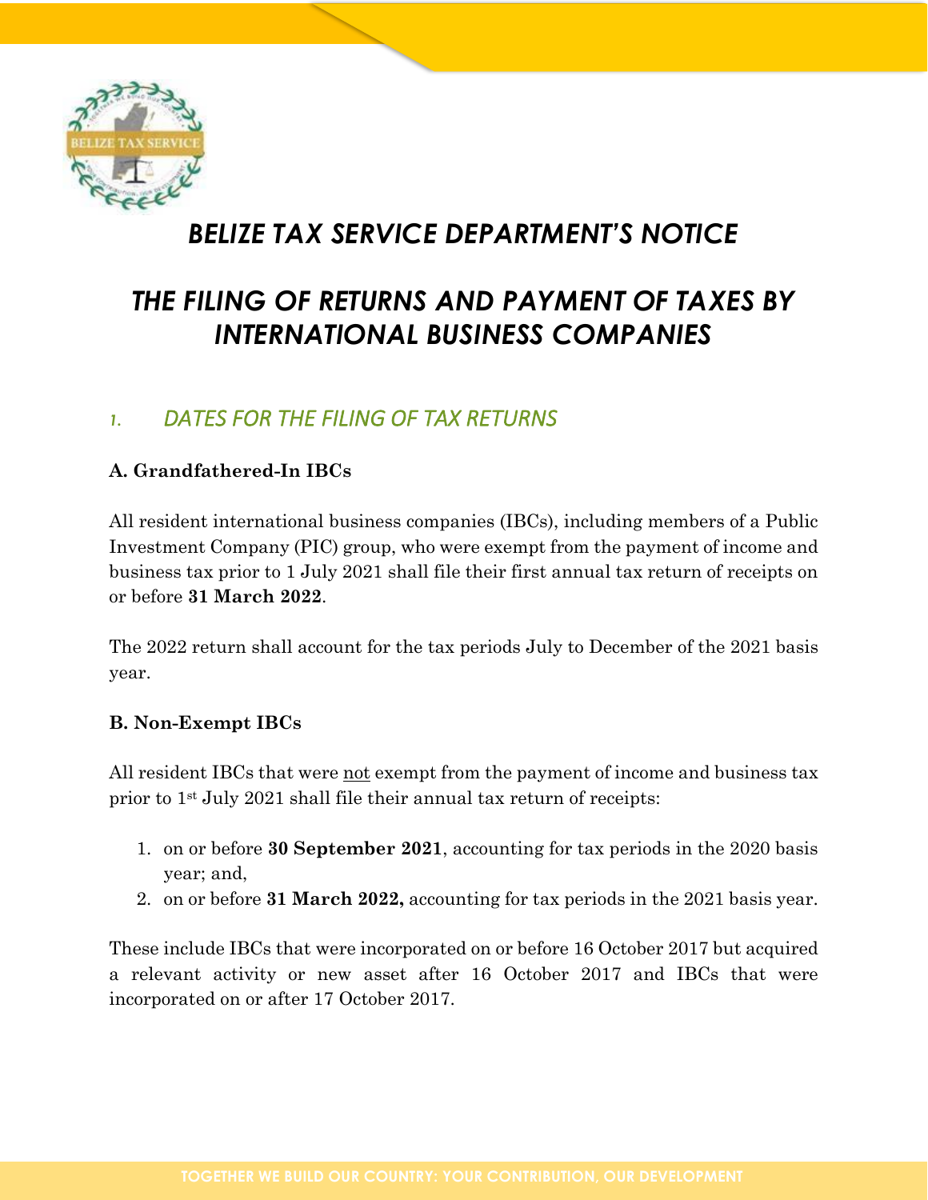# BELIZE TAX SERVICE DEPARTMENT'S NOTICE

# THE FILING OF RETURNS AND PAYMENT OF TAXES BY INTERNATIONAL BUSINESS COMPANIES

## 1. DATES FOR THE FILING OF TAX RETURNS

### A. Grandfathered-In IBCs

All resident international business companies (IBCs), including members of a Public Investment Company (PIC) group, who were exempt from the payment of income and business tax prior to 1 July 2021 shall file their first annual tax return of receipts on or before **31 March 2022**.

The 2022 return shall account for the tax periods July to December of the 2021 basis year.

### B. Non-Exempt IBCs

All resident IBCs that were not exempt from the payment of income and business tax prior to 1st July 2021 shall file their annual tax return of receipts:

1. on or before **30 September 2021**, accounting for tax periods in the 2020 basis year; and,
2. on or before **31 March 2022,** accounting for tax periods in the 2021 basis year.

These include IBCs that were incorporated on or before 16 October 2017 but acquired a relevant activity or new asset after 16 October 2017 and IBCs that were incorporated on or after 17 October 2017.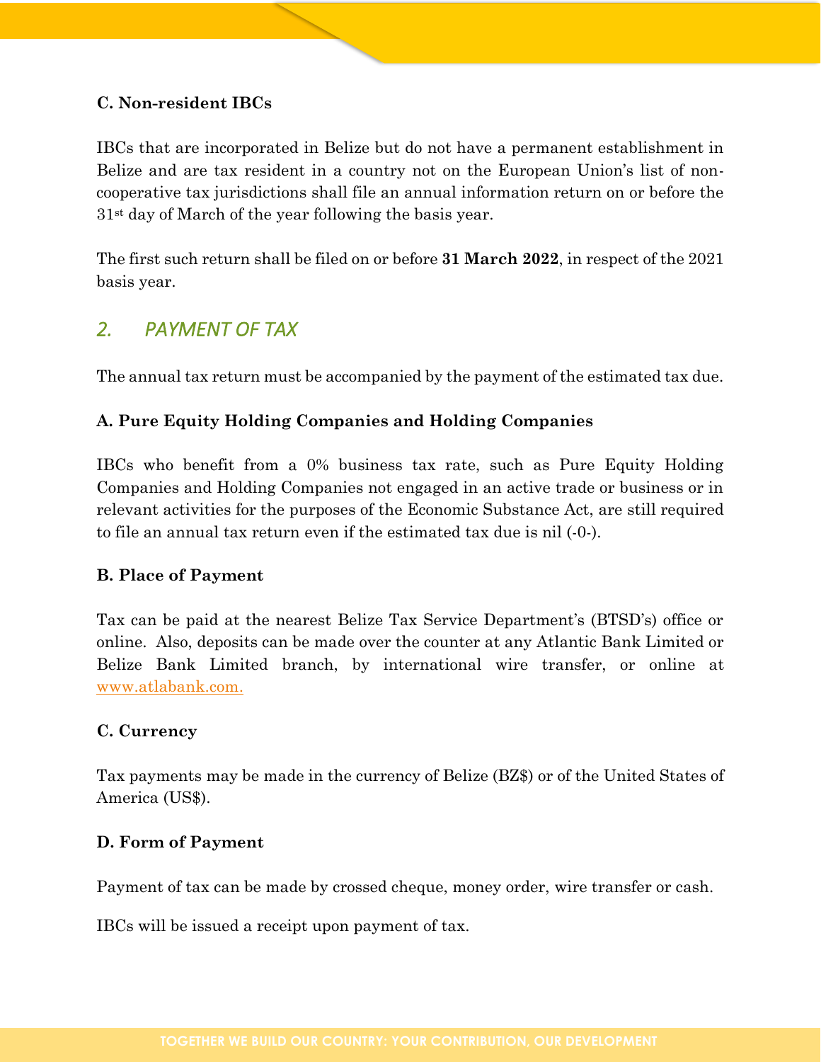### C. Non-resident IBCs

IBCs that are incorporated in Belize but do not have a permanent establishment in Belize and are tax resident in a country not on the European Union's list of non-cooperative tax jurisdictions shall file an annual information return on or before the 31st day of March of the year following the basis year.

The first such return shall be filed on or before **31 March 2022**, in respect of the 2021 basis year.

## *2. PAYMENT OF TAX*

The annual tax return must be accompanied by the payment of the estimated tax due.

### A. Pure Equity Holding Companies and Holding Companies

IBCs who benefit from a 0% business tax rate, such as Pure Equity Holding Companies and Holding Companies not engaged in an active trade or business or in relevant activities for the purposes of the Economic Substance Act, are still required to file an annual tax return even if the estimated tax due is nil (-0-).

### B. Place of Payment

Tax can be paid at the nearest Belize Tax Service Department's (BTSD's) office or online. Also, deposits can be made over the counter at any Atlantic Bank Limited or Belize Bank Limited branch, by international wire transfer, or online at [www.atlabank.com.](www.atlabank.com)

### C. Currency

Tax payments may be made in the currency of Belize (BZ$) or of the United States of America (US$).

### D. Form of Payment

Payment of tax can be made by crossed cheque, money order, wire transfer or cash.

IBCs will be issued a receipt upon payment of tax.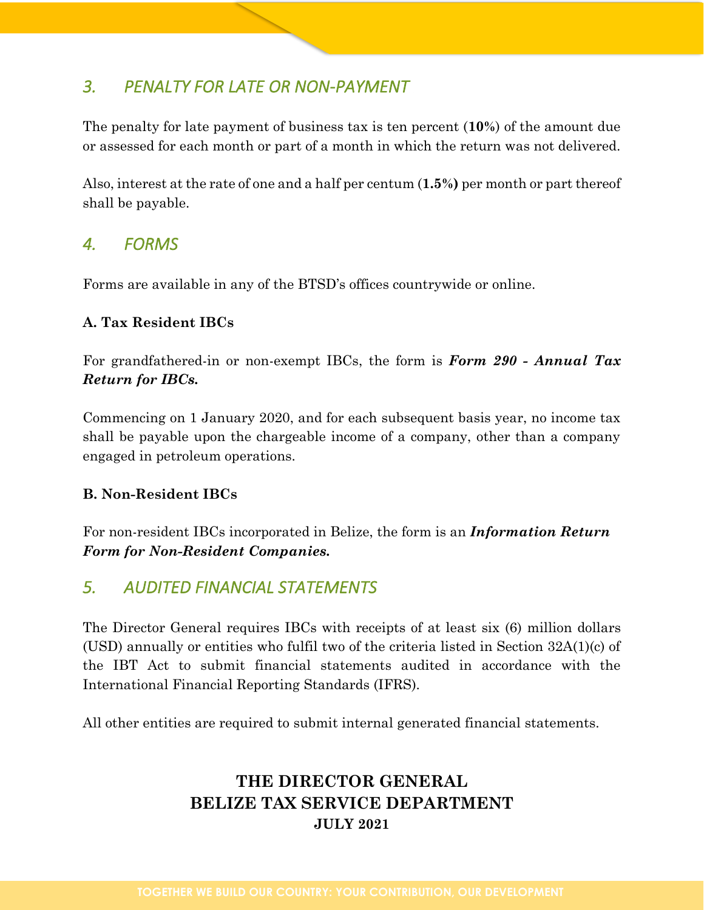## 3. PENALTY FOR LATE OR NON-PAYMENT

The penalty for late payment of business tax is ten percent (**10%**) of the amount due or assessed for each month or part of a month in which the return was not delivered.

Also, interest at the rate of one and a half per centum (**1.5%)** per month or part thereof shall be payable.

## 4. FORMS

Forms are available in any of the BTSD's offices countrywide or online.

**A. Tax Resident IBCs**

For grandfathered-in or non-exempt IBCs, the form is ***Form 290 - Annual Tax Return for IBCs.***

Commencing on 1 January 2020, and for each subsequent basis year, no income tax shall be payable upon the chargeable income of a company, other than a company engaged in petroleum operations.

**B. Non-Resident IBCs**

For non-resident IBCs incorporated in Belize, the form is an ***Information Return Form for Non-Resident Companies.***

## 5. AUDITED FINANCIAL STATEMENTS

The Director General requires IBCs with receipts of at least six (6) million dollars (USD) annually or entities who fulfil two of the criteria listed in Section 32A(1)(c) of the IBT Act to submit financial statements audited in accordance with the International Financial Reporting Standards (IFRS).

All other entities are required to submit internal generated financial statements.

**THE DIRECTOR GENERAL**
**BELIZE TAX SERVICE DEPARTMENT**
**JULY 2021**

TOGETHER WE BUILD OUR COUNTRY: YOUR CONTRIBUTION, OUR DEVELOPMENT